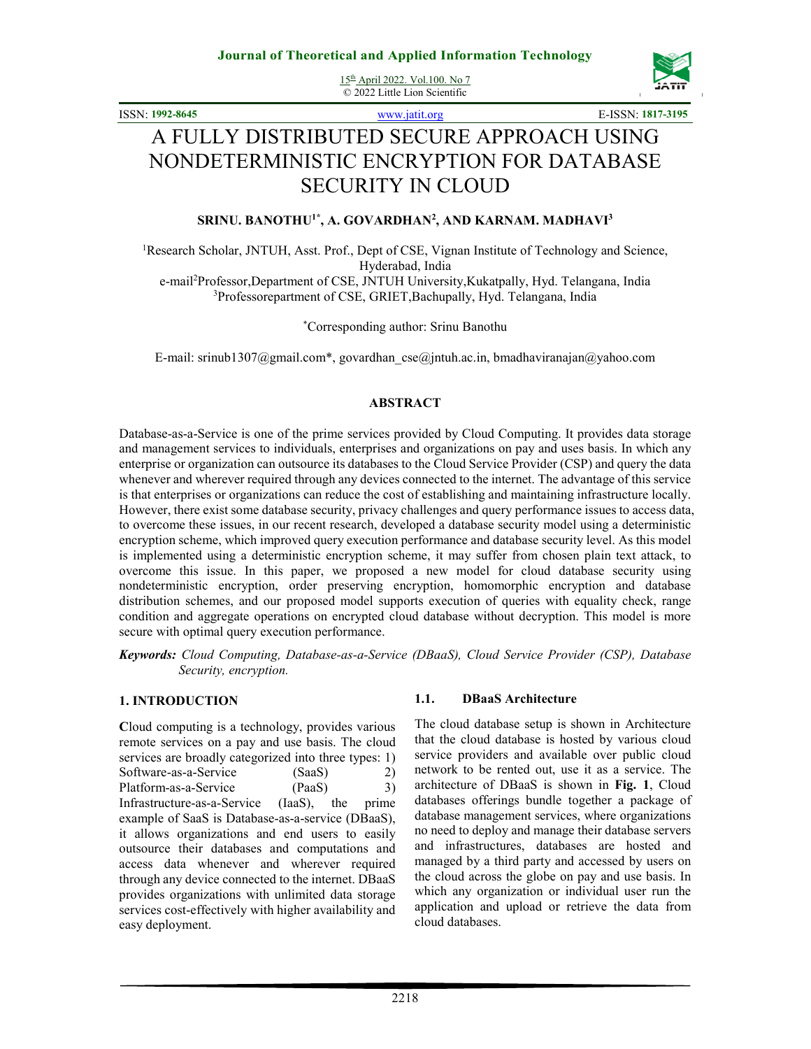# A FULLY DISTRIBUTED SECURE APPROACH USING NONDETERMINISTIC ENCRYPTION FOR DATABASE SECURITY IN CLOUD

**SRINU. BANOTHU[1*], A. GOVARDHAN[2], AND KARNAM. MADHAVI[3]**

[1]Research Scholar, JNTUH, Asst. Prof., Dept of CSE, Vignan Institute of Technology and Science, Hyderabad, India

e-mail[2]Professor,Department of CSE, JNTUH University,Kukatpally, Hyd. Telangana, India

[3]Professorepartment of CSE, GRIET,Bachupally, Hyd. Telangana, India

[*]Corresponding author: Srinu Banothu

E-mail: srinub1307@gmail.com*, govardhan_cse@jntuh.ac.in, bmadhaviranajan@yahoo.com

## ABSTRACT

Database-as-a-Service is one of the prime services provided by Cloud Computing. It provides data storage and management services to individuals, enterprises and organizations on pay and uses basis. In which any enterprise or organization can outsource its databases to the Cloud Service Provider (CSP) and query the data whenever and wherever required through any devices connected to the internet. The advantage of this service is that enterprises or organizations can reduce the cost of establishing and maintaining infrastructure locally. However, there exist some database security, privacy challenges and query performance issues to access data, to overcome these issues, in our recent research, developed a database security model using a deterministic encryption scheme, which improved query execution performance and database security level. As this model is implemented using a deterministic encryption scheme, it may suffer from chosen plain text attack, to overcome this issue. In this paper, we proposed a new model for cloud database security using nondeterministic encryption, order preserving encryption, homomorphic encryption and database distribution schemes, and our proposed model supports execution of queries with equality check, range condition and aggregate operations on encrypted cloud database without decryption. This model is more secure with optimal query execution performance.

***Keywords:*** *Cloud Computing, Database-as-a-Service (DBaaS), Cloud Service Provider (CSP), Database Security, encryption.*

## 1. INTRODUCTION

**C**loud computing is a technology, provides various remote services on a pay and use basis. The cloud services are broadly categorized into three types: 1) Software-as-a-Service (SaaS) 2) Platform-as-a-Service (PaaS) 3) Infrastructure-as-a-Service (IaaS), the prime example of SaaS is Database-as-a-service (DBaaS), it allows organizations and end users to easily outsource their databases and computations and access data whenever and wherever required through any device connected to the internet. DBaaS provides organizations with unlimited data storage services cost-effectively with higher availability and easy deployment.

### 1.1. DBaaS Architecture

The cloud database setup is shown in Architecture that the cloud database is hosted by various cloud service providers and available over public cloud network to be rented out, use it as a service. The architecture of DBaaS is shown in **Fig. 1**, Cloud databases offerings bundle together a package of database management services, where organizations no need to deploy and manage their database servers and infrastructures, databases are hosted and managed by a third party and accessed by users on the cloud across the globe on pay and use basis. In which any organization or individual user run the application and upload or retrieve the data from cloud databases.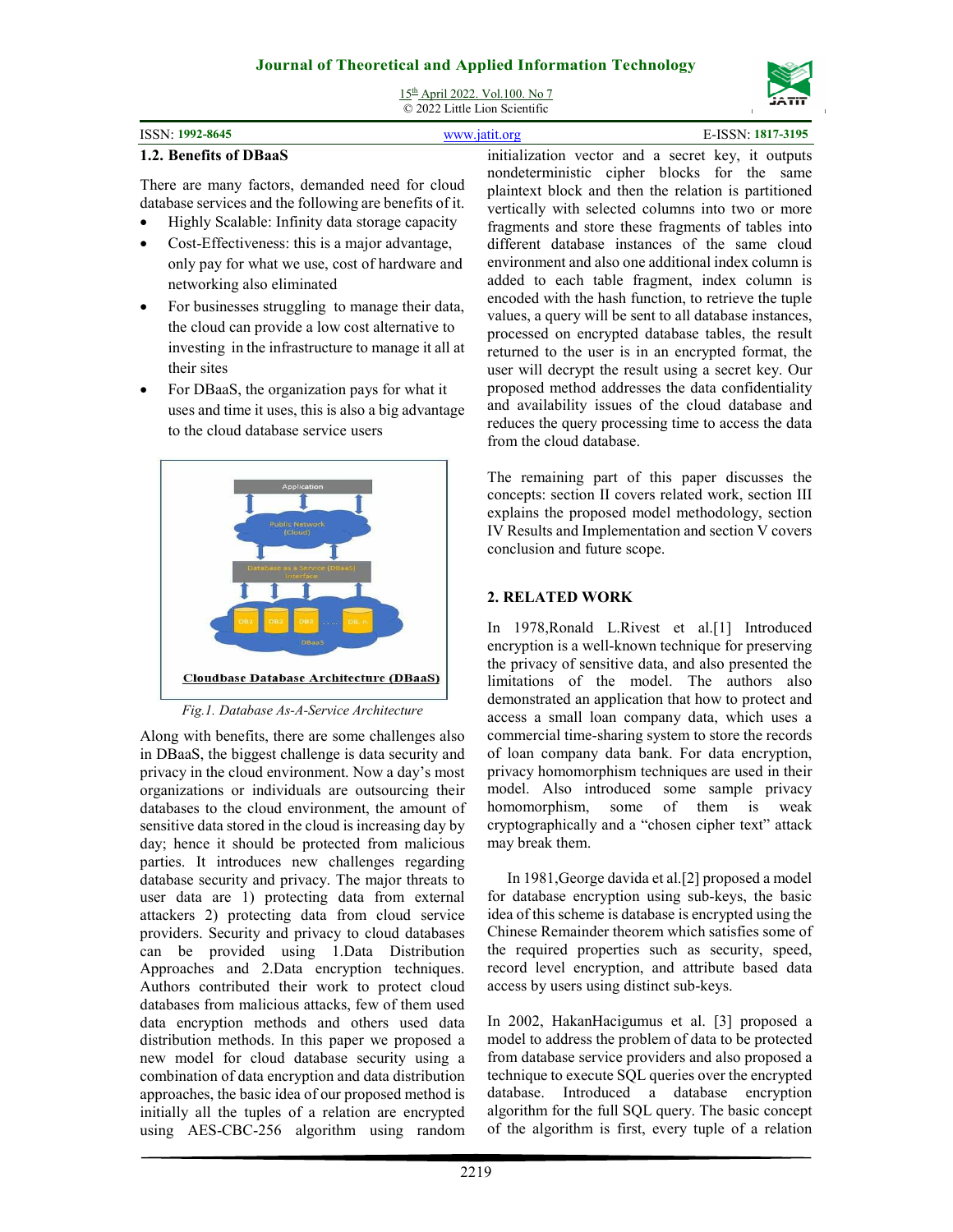### 1.2. Benefits of DBaaS

There are many factors, demanded need for cloud database services and the following are benefits of it.

- Highly Scalable: Infinity data storage capacity
- Cost-Effectiveness: this is a major advantage, only pay for what we use, cost of hardware and networking also eliminated
- For businesses struggling to manage their data, the cloud can provide a low cost alternative to investing in the infrastructure to manage it all at their sites
- For DBaaS, the organization pays for what it uses and time it uses, this is also a big advantage to the cloud database service users

*Fig.1. Database As-A-Service Architecture*

Along with benefits, there are some challenges also in DBaaS, the biggest challenge is data security and privacy in the cloud environment. Now a day's most organizations or individuals are outsourcing their databases to the cloud environment, the amount of sensitive data stored in the cloud is increasing day by day; hence it should be protected from malicious parties. It introduces new challenges regarding database security and privacy. The major threats to user data are 1) protecting data from external attackers 2) protecting data from cloud service providers. Security and privacy to cloud databases can be provided using 1.Data Distribution Approaches and 2.Data encryption techniques. Authors contributed their work to protect cloud databases from malicious attacks, few of them used data encryption methods and others used data distribution methods. In this paper we proposed a new model for cloud database security using a combination of data encryption and data distribution approaches, the basic idea of our proposed method is initially all the tuples of a relation are encrypted using AES-CBC-256 algorithm using random initialization vector and a secret key, it outputs nondeterministic cipher blocks for the same plaintext block and then the relation is partitioned vertically with selected columns into two or more fragments and store these fragments of tables into different database instances of the same cloud environment and also one additional index column is added to each table fragment, index column is encoded with the hash function, to retrieve the tuple values, a query will be sent to all database instances, processed on encrypted database tables, the result returned to the user is in an encrypted format, the user will decrypt the result using a secret key. Our proposed method addresses the data confidentiality and availability issues of the cloud database and reduces the query processing time to access the data from the cloud database.

The remaining part of this paper discusses the concepts: section II covers related work, section III explains the proposed model methodology, section IV Results and Implementation and section V covers conclusion and future scope.

## 2. RELATED WORK

In 1978,Ronald L.Rivest et al.[1] Introduced encryption is a well-known technique for preserving the privacy of sensitive data, and also presented the limitations of the model. The authors also demonstrated an application that how to protect and access a small loan company data, which uses a commercial time-sharing system to store the records of loan company data bank. For data encryption, privacy homomorphism techniques are used in their model. Also introduced some sample privacy homomorphism, some of them is weak cryptographically and a "chosen cipher text" attack may break them.

In 1981,George davida et al.[2] proposed a model for database encryption using sub-keys, the basic idea of this scheme is database is encrypted using the Chinese Remainder theorem which satisfies some of the required properties such as security, speed, record level encryption, and attribute based data access by users using distinct sub-keys.

In 2002, HakanHacigumus et al. [3] proposed a model to address the problem of data to be protected from database service providers and also proposed a technique to execute SQL queries over the encrypted database. Introduced a database encryption algorithm for the full SQL query. The basic concept of the algorithm is first, every tuple of a relation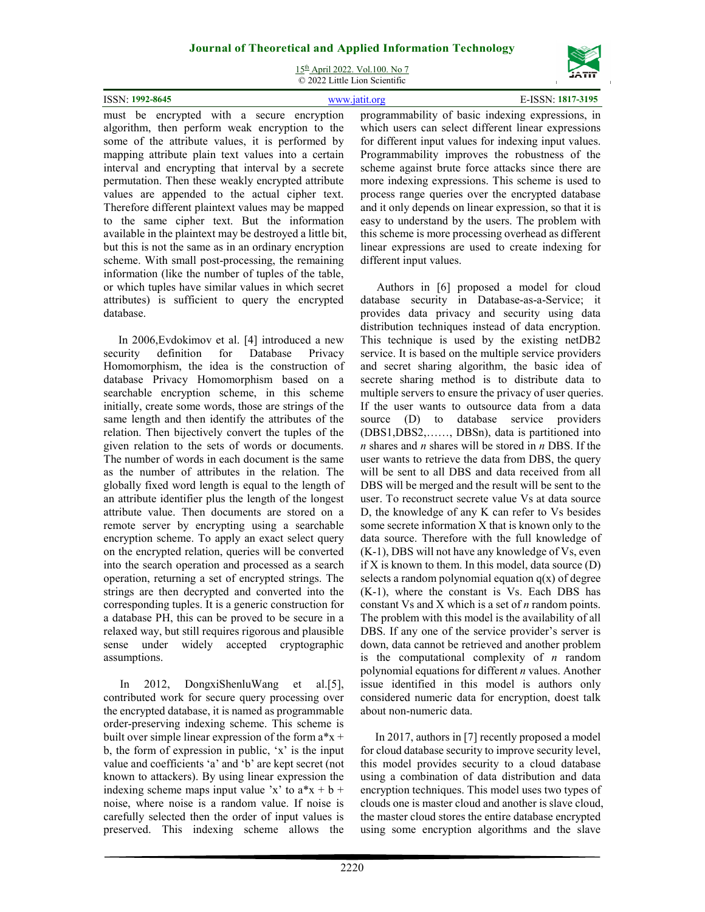must be encrypted with a secure encryption algorithm, then perform weak encryption to the some of the attribute values, it is performed by mapping attribute plain text values into a certain interval and encrypting that interval by a secrete permutation. Then these weakly encrypted attribute values are appended to the actual cipher text. Therefore different plaintext values may be mapped to the same cipher text. But the information available in the plaintext may be destroyed a little bit, but this is not the same as in an ordinary encryption scheme. With small post-processing, the remaining information (like the number of tuples of the table, or which tuples have similar values in which secret attributes) is sufficient to query the encrypted database.

In 2006,Evdokimov et al. [4] introduced a new security definition for Database Privacy Homomorphism, the idea is the construction of database Privacy Homomorphism based on a searchable encryption scheme, in this scheme initially, create some words, those are strings of the same length and then identify the attributes of the relation. Then bijectively convert the tuples of the given relation to the sets of words or documents. The number of words in each document is the same as the number of attributes in the relation. The globally fixed word length is equal to the length of an attribute identifier plus the length of the longest attribute value. Then documents are stored on a remote server by encrypting using a searchable encryption scheme. To apply an exact select query on the encrypted relation, queries will be converted into the search operation and processed as a search operation, returning a set of encrypted strings. The strings are then decrypted and converted into the corresponding tuples. It is a generic construction for a database PH, this can be proved to be secure in a relaxed way, but still requires rigorous and plausible sense under widely accepted cryptographic assumptions.

In 2012, DongxiShenluWang et al.[5], contributed work for secure query processing over the encrypted database, it is named as programmable order-preserving indexing scheme. This scheme is built over simple linear expression of the form a*x + b, the form of expression in public, 'x' is the input value and coefficients 'a' and 'b' are kept secret (not known to attackers). By using linear expression the indexing scheme maps input value 'x' to a*x + b + noise, where noise is a random value. If noise is carefully selected then the order of input values is preserved. This indexing scheme allows the programmability of basic indexing expressions, in which users can select different linear expressions for different input values for indexing input values. Programmability improves the robustness of the scheme against brute force attacks since there are more indexing expressions. This scheme is used to process range queries over the encrypted database and it only depends on linear expression, so that it is easy to understand by the users. The problem with this scheme is more processing overhead as different linear expressions are used to create indexing for different input values.

Authors in [6] proposed a model for cloud database security in Database-as-a-Service; it provides data privacy and security using data distribution techniques instead of data encryption. This technique is used by the existing netDB2 service. It is based on the multiple service providers and secret sharing algorithm, the basic idea of secrete sharing method is to distribute data to multiple servers to ensure the privacy of user queries. If the user wants to outsource data from a data source (D) to database service providers (DBS1,DBS2,……, DBSn), data is partitioned into *n* shares and *n* shares will be stored in *n* DBS. If the user wants to retrieve the data from DBS, the query will be sent to all DBS and data received from all DBS will be merged and the result will be sent to the user. To reconstruct secrete value Vs at data source D, the knowledge of any K can refer to Vs besides some secrete information X that is known only to the data source. Therefore with the full knowledge of (K-1), DBS will not have any knowledge of Vs, even if X is known to them. In this model, data source (D) selects a random polynomial equation q(x) of degree (K-1), where the constant is Vs. Each DBS has constant Vs and X which is a set of *n* random points. The problem with this model is the availability of all DBS. If any one of the service provider's server is down, data cannot be retrieved and another problem is the computational complexity of *n* random polynomial equations for different *n* values. Another issue identified in this model is authors only considered numeric data for encryption, doest talk about non-numeric data.

In 2017, authors in [7] recently proposed a model for cloud database security to improve security level, this model provides security to a cloud database using a combination of data distribution and data encryption techniques. This model uses two types of clouds one is master cloud and another is slave cloud, the master cloud stores the entire database encrypted using some encryption algorithms and the slave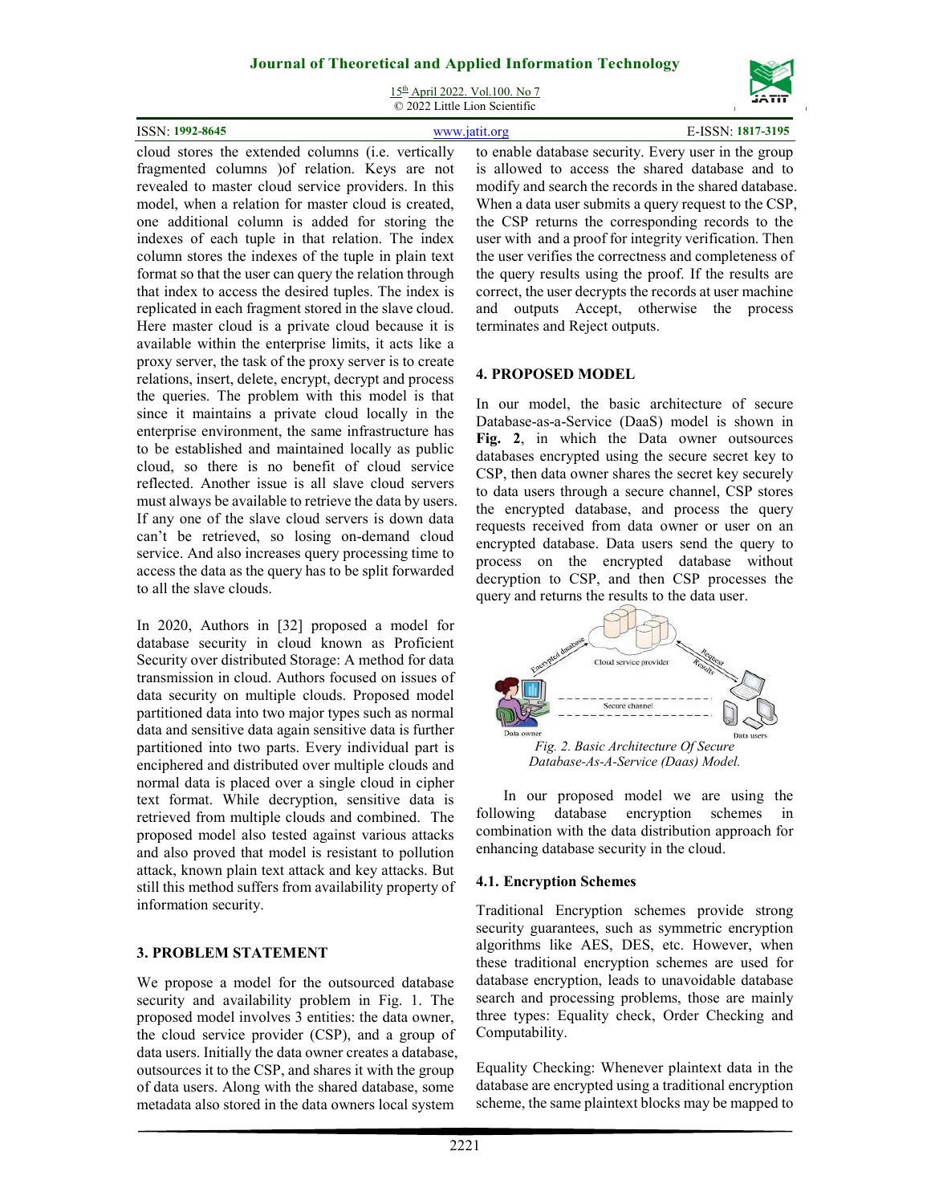cloud stores the extended columns (i.e. vertically fragmented columns )of relation. Keys are not revealed to master cloud service providers. In this model, when a relation for master cloud is created, one additional column is added for storing the indexes of each tuple in that relation. The index column stores the indexes of the tuple in plain text format so that the user can query the relation through that index to access the desired tuples. The index is replicated in each fragment stored in the slave cloud. Here master cloud is a private cloud because it is available within the enterprise limits, it acts like a proxy server, the task of the proxy server is to create relations, insert, delete, encrypt, decrypt and process the queries. The problem with this model is that since it maintains a private cloud locally in the enterprise environment, the same infrastructure has to be established and maintained locally as public cloud, so there is no benefit of cloud service reflected. Another issue is all slave cloud servers must always be available to retrieve the data by users. If any one of the slave cloud servers is down data can't be retrieved, so losing on-demand cloud service. And also increases query processing time to access the data as the query has to be split forwarded to all the slave clouds.

In 2020, Authors in [32] proposed a model for database security in cloud known as Proficient Security over distributed Storage: A method for data transmission in cloud. Authors focused on issues of data security on multiple clouds. Proposed model partitioned data into two major types such as normal data and sensitive data again sensitive data is further partitioned into two parts. Every individual part is enciphered and distributed over multiple clouds and normal data is placed over a single cloud in cipher text format. While decryption, sensitive data is retrieved from multiple clouds and combined. The proposed model also tested against various attacks and also proved that model is resistant to pollution attack, known plain text attack and key attacks. But still this method suffers from availability property of information security.

## 3. PROBLEM STATEMENT

We propose a model for the outsourced database security and availability problem in Fig. 1. The proposed model involves 3 entities: the data owner, the cloud service provider (CSP), and a group of data users. Initially the data owner creates a database, outsources it to the CSP, and shares it with the group of data users. Along with the shared database, some metadata also stored in the data owners local system to enable database security. Every user in the group is allowed to access the shared database and to modify and search the records in the shared database. When a data user submits a query request to the CSP, the CSP returns the corresponding records to the user with and a proof for integrity verification. Then the user verifies the correctness and completeness of the query results using the proof. If the results are correct, the user decrypts the records at user machine and outputs Accept, otherwise the process terminates and Reject outputs.

## 4. PROPOSED MODEL

In our model, the basic architecture of secure Database-as-a-Service (DaaS) model is shown in **Fig. 2**, in which the Data owner outsources databases encrypted using the secure secret key to CSP, then data owner shares the secret key securely to data users through a secure channel, CSP stores the encrypted database, and process the query requests received from data owner or user on an encrypted database. Data users send the query to process on the encrypted database without decryption to CSP, and then CSP processes the query and returns the results to the data user.

*Fig. 2. Basic Architecture Of Secure Database-As-A-Service (Daas) Model.*

In our proposed model we are using the following database encryption schemes in combination with the data distribution approach for enhancing database security in the cloud.

### 4.1. Encryption Schemes

Traditional Encryption schemes provide strong security guarantees, such as symmetric encryption algorithms like AES, DES, etc. However, when these traditional encryption schemes are used for database encryption, leads to unavoidable database search and processing problems, those are mainly three types: Equality check, Order Checking and Computability.

Equality Checking: Whenever plaintext data in the database are encrypted using a traditional encryption scheme, the same plaintext blocks may be mapped to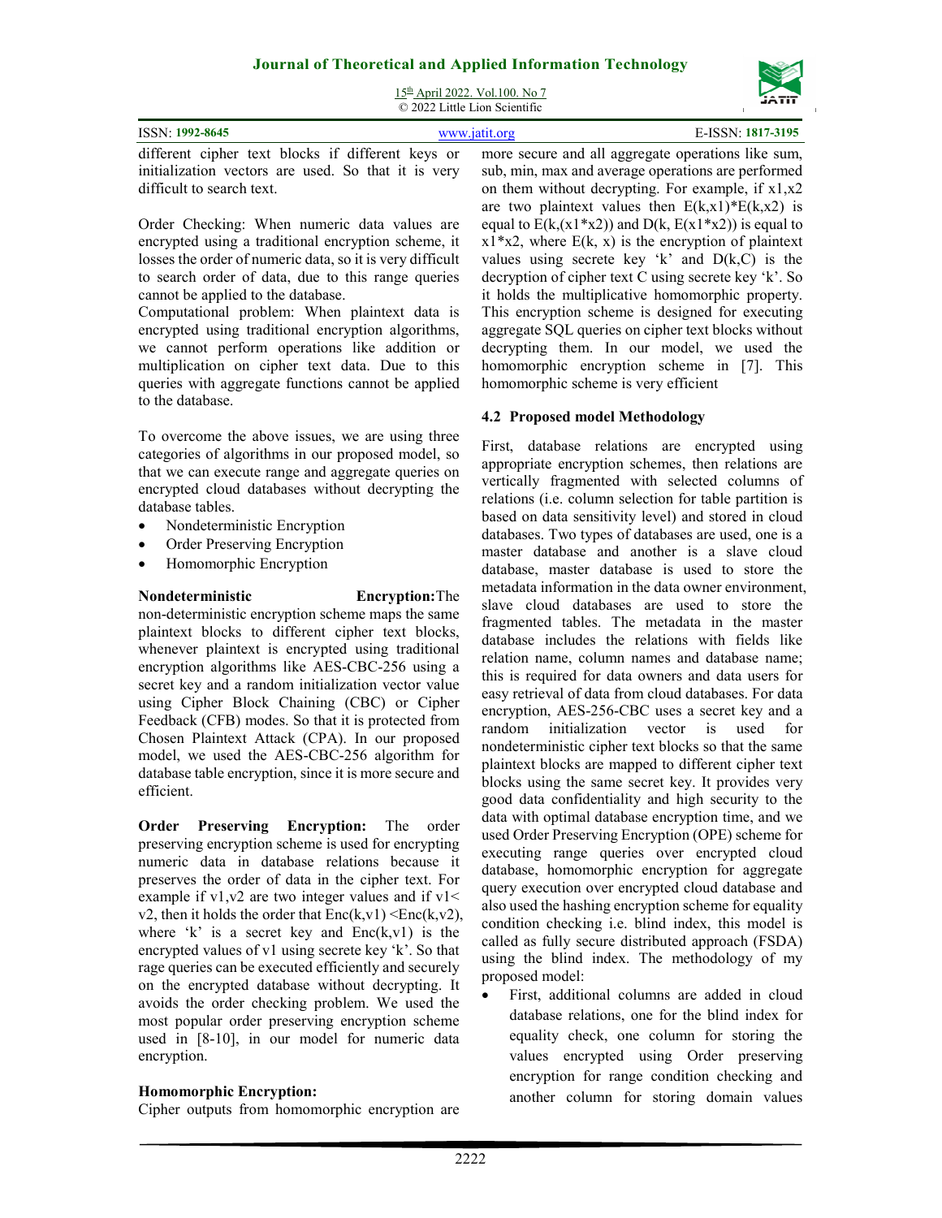different cipher text blocks if different keys or initialization vectors are used. So that it is very difficult to search text.

Order Checking: When numeric data values are encrypted using a traditional encryption scheme, it losses the order of numeric data, so it is very difficult to search order of data, due to this range queries cannot be applied to the database.

Computational problem: When plaintext data is encrypted using traditional encryption algorithms, we cannot perform operations like addition or multiplication on cipher text data. Due to this queries with aggregate functions cannot be applied to the database.

To overcome the above issues, we are using three categories of algorithms in our proposed model, so that we can execute range and aggregate queries on encrypted cloud databases without decrypting the database tables.

- Nondeterministic Encryption
- Order Preserving Encryption
- Homomorphic Encryption

**Nondeterministic Encryption:** The non-deterministic encryption scheme maps the same plaintext blocks to different cipher text blocks, whenever plaintext is encrypted using traditional encryption algorithms like AES-CBC-256 using a secret key and a random initialization vector value using Cipher Block Chaining (CBC) or Cipher Feedback (CFB) modes. So that it is protected from Chosen Plaintext Attack (CPA). In our proposed model, we used the AES-CBC-256 algorithm for database table encryption, since it is more secure and efficient.

**Order Preserving Encryption:** The order preserving encryption scheme is used for encrypting numeric data in database relations because it preserves the order of data in the cipher text. For example if v1,v2 are two integer values and if $v1 < v2$, then it holds the order that $Enc(k,v1) < Enc(k,v2)$, where 'k' is a secret key and Enc(k,v1) is the encrypted values of v1 using secrete key 'k'. So that rage queries can be executed efficiently and securely on the encrypted database without decrypting. It avoids the order checking problem. We used the most popular order preserving encryption scheme used in [8-10], in our model for numeric data encryption.

**Homomorphic Encryption:**

Cipher outputs from homomorphic encryption are more secure and all aggregate operations like sum, sub, min, max and average operations are performed on them without decrypting. For example, if x1,x2 are two plaintext values then $E(k,x1)*E(k,x2)$ is equal to $E(k,(x1*x2))$ and $D(k, E(x1*x2))$ is equal to $x1*x2$, where E(k, x) is the encryption of plaintext values using secrete key 'k' and D(k,C) is the decryption of cipher text C using secrete key 'k'. So it holds the multiplicative homomorphic property. This encryption scheme is designed for executing aggregate SQL queries on cipher text blocks without decrypting them. In our model, we used the homomorphic encryption scheme in [7]. This homomorphic scheme is very efficient

### 4.2 Proposed model Methodology

First, database relations are encrypted using appropriate encryption schemes, then relations are vertically fragmented with selected columns of relations (i.e. column selection for table partition is based on data sensitivity level) and stored in cloud databases. Two types of databases are used, one is a master database and another is a slave cloud database, master database is used to store the metadata information in the data owner environment, slave cloud databases are used to store the fragmented tables. The metadata in the master database includes the relations with fields like relation name, column names and database name; this is required for data owners and data users for easy retrieval of data from cloud databases. For data encryption, AES-256-CBC uses a secret key and a random initialization vector is used for nondeterministic cipher text blocks so that the same plaintext blocks are mapped to different cipher text blocks using the same secret key. It provides very good data confidentiality and high security to the data with optimal database encryption time, and we used Order Preserving Encryption (OPE) scheme for executing range queries over encrypted cloud database, homomorphic encryption for aggregate query execution over encrypted cloud database and also used the hashing encryption scheme for equality condition checking i.e. blind index, this model is called as fully secure distributed approach (FSDA) using the blind index. The methodology of my proposed model:

- First, additional columns are added in cloud database relations, one for the blind index for equality check, one column for storing the values encrypted using Order preserving encryption for range condition checking and another column for storing domain values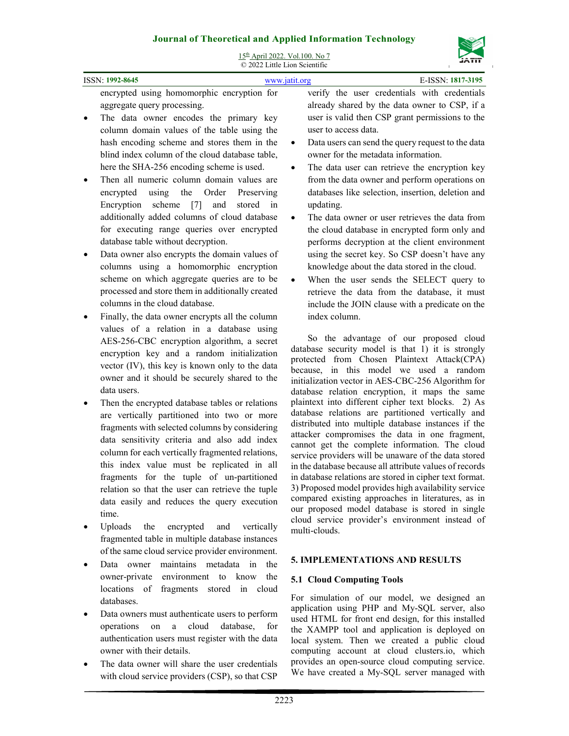encrypted using homomorphic encryption for aggregate query processing.

- The data owner encodes the primary key column domain values of the table using the hash encoding scheme and stores them in the blind index column of the cloud database table, here the SHA-256 encoding scheme is used.
- Then all numeric column domain values are encrypted using the Order Preserving Encryption scheme [7] and stored in additionally added columns of cloud database for executing range queries over encrypted database table without decryption.
- Data owner also encrypts the domain values of columns using a homomorphic encryption scheme on which aggregate queries are to be processed and store them in additionally created columns in the cloud database.
- Finally, the data owner encrypts all the column values of a relation in a database using AES-256-CBC encryption algorithm, a secret encryption key and a random initialization vector (IV), this key is known only to the data owner and it should be securely shared to the data users.
- Then the encrypted database tables or relations are vertically partitioned into two or more fragments with selected columns by considering data sensitivity criteria and also add index column for each vertically fragmented relations, this index value must be replicated in all fragments for the tuple of un-partitioned relation so that the user can retrieve the tuple data easily and reduces the query execution time.
- Uploads the encrypted and vertically fragmented table in multiple database instances of the same cloud service provider environment.
- Data owner maintains metadata in the owner-private environment to know the locations of fragments stored in cloud databases.
- Data owners must authenticate users to perform operations on a cloud database, for authentication users must register with the data owner with their details.
- The data owner will share the user credentials with cloud service providers (CSP), so that CSP verify the user credentials with credentials already shared by the data owner to CSP, if a user is valid then CSP grant permissions to the user to access data.
- Data users can send the query request to the data owner for the metadata information.
- The data user can retrieve the encryption key from the data owner and perform operations on databases like selection, insertion, deletion and updating.
- The data owner or user retrieves the data from the cloud database in encrypted form only and performs decryption at the client environment using the secret key. So CSP doesn't have any knowledge about the data stored in the cloud.
- When the user sends the SELECT query to retrieve the data from the database, it must include the JOIN clause with a predicate on the index column.

So the advantage of our proposed cloud database security model is that 1) it is strongly protected from Chosen Plaintext Attack(CPA) because, in this model we used a random initialization vector in AES-CBC-256 Algorithm for database relation encryption, it maps the same plaintext into different cipher text blocks. 2) As database relations are partitioned vertically and distributed into multiple database instances if the attacker compromises the data in one fragment, cannot get the complete information. The cloud service providers will be unaware of the data stored in the database because all attribute values of records in database relations are stored in cipher text format. 3) Proposed model provides high availability service compared existing approaches in literatures, as in our proposed model database is stored in single cloud service provider's environment instead of multi-clouds.

## 5. IMPLEMENTATIONS AND RESULTS

### 5.1 Cloud Computing Tools

For simulation of our model, we designed an application using PHP and My-SQL server, also used HTML for front end design, for this installed the XAMPP tool and application is deployed on local system. Then we created a public cloud computing account at cloud clusters.io, which provides an open-source cloud computing service. We have created a My-SQL server managed with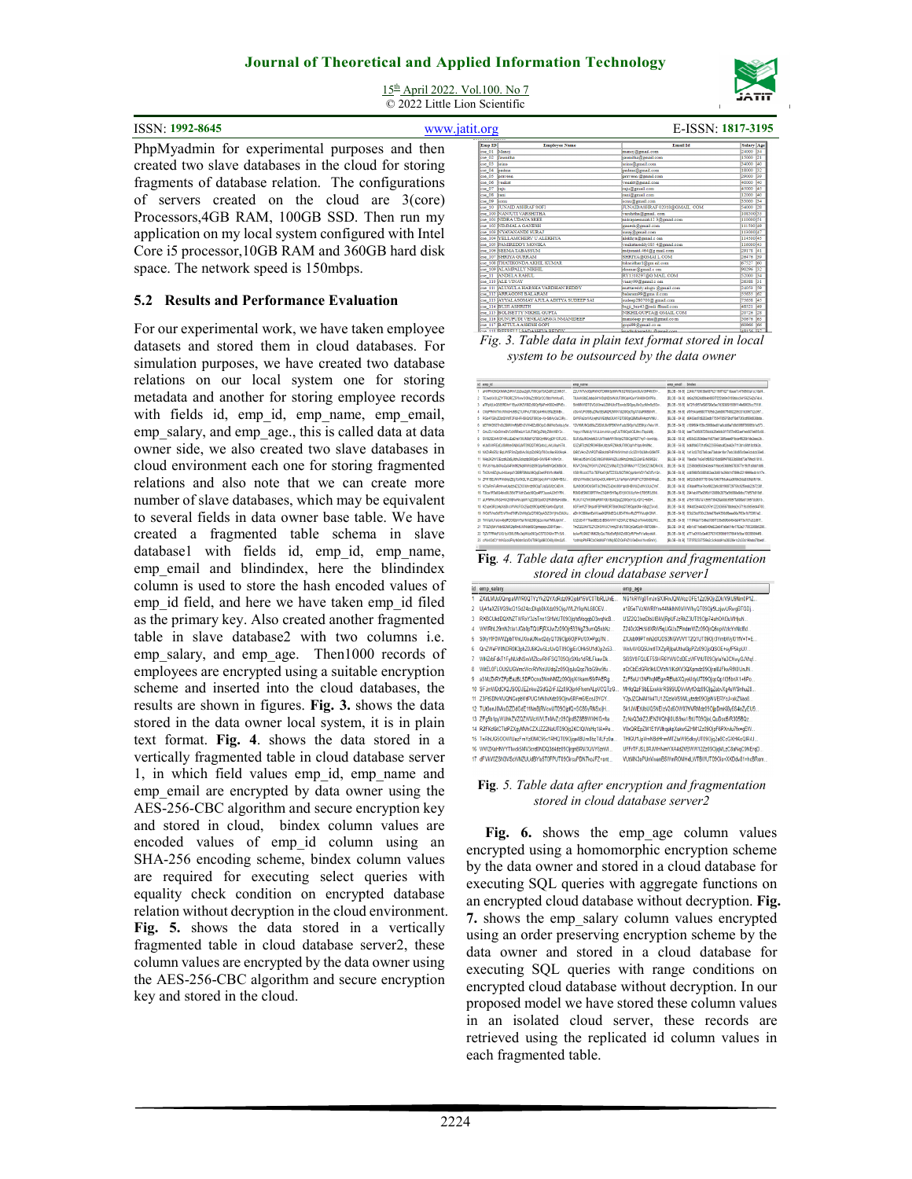PhpMyadmin for experimental purposes and then created two slave databases in the cloud for storing fragments of database relation. The configurations of servers created on the cloud are 3(core) Processors,4GB RAM, 100GB SSD. Then run my application on my local system configured with Intel Core i5 processor,10GB RAM and 360GB hard disk space. The network speed is 150mbps.

## 5.2 Results and Performance Evaluation

For our experimental work, we have taken employee datasets and stored them in cloud databases. For simulation purposes, we have created two database relations on our local system one for storing metadata and another for storing employee records with fields id, emp_id, emp_name, emp_email, emp_salary, and emp_age., this is called data at data owner side, we also created two slave databases in cloud environment each one for storing fragmented relations and also note that we can create more number of slave databases, which may be equivalent to several fields in data owner base table. We have created a fragmented table schema in slave database1 with fields id, emp_id, emp_name, emp_email and blindindex, here the blindindex column is used to store the hash encoded values of emp_id field, and here we have taken emp_id filed as the primary key. Also created another fragmented table in slave database2 with two columns i.e. emp_salary, and emp_age. Then1000 records of employees are encrypted using a suitable encryption scheme and inserted into the cloud databases, the results are shown in figures. **Fig. 3.** shows the data stored in the data owner local system, it is in plain text format. **Fig. 4**. shows the data stored in a vertically fragmented table in cloud database server 1, in which field values emp_id, emp_name and emp_email are encrypted by data owner using the AES-256-CBC algorithm and secure encryption key and stored in cloud, bindex column values are encoded values of emp_id column using an SHA-256 encoding scheme, bindex column values are required for executing select queries with equality check condition on encrypted database relation without decryption in the cloud environment. **Fig. 5.** shows the data stored in a vertically fragmented table in cloud database server2, these column values are encrypted by the data owner using the AES-256-CBC algorithm and secure encryption key and stored in the cloud.

*Fig. 3. Table data in plain text format stored in local system to be outsourced by the data owner*

**Fig**. *4. Table data after encryption and fragmentation stored in cloud database server1*

**Fig**. *5. Table data after encryption and fragmentation stored in cloud database server2*

**Fig. 6.** shows the emp_age column values encrypted using a homomorphic encryption scheme by the data owner and stored in a cloud database for executing SQL queries with aggregate functions on an encrypted cloud database without decryption. **Fig. 7.** shows the emp_salary column values encrypted using an order preserving encryption scheme by the data owner and stored in a cloud database for executing SQL queries with range conditions on encrypted cloud database without decryption. In our proposed model we have stored these column values in an isolated cloud server, these records are retrieved using the replicated id column values in each fragmented table.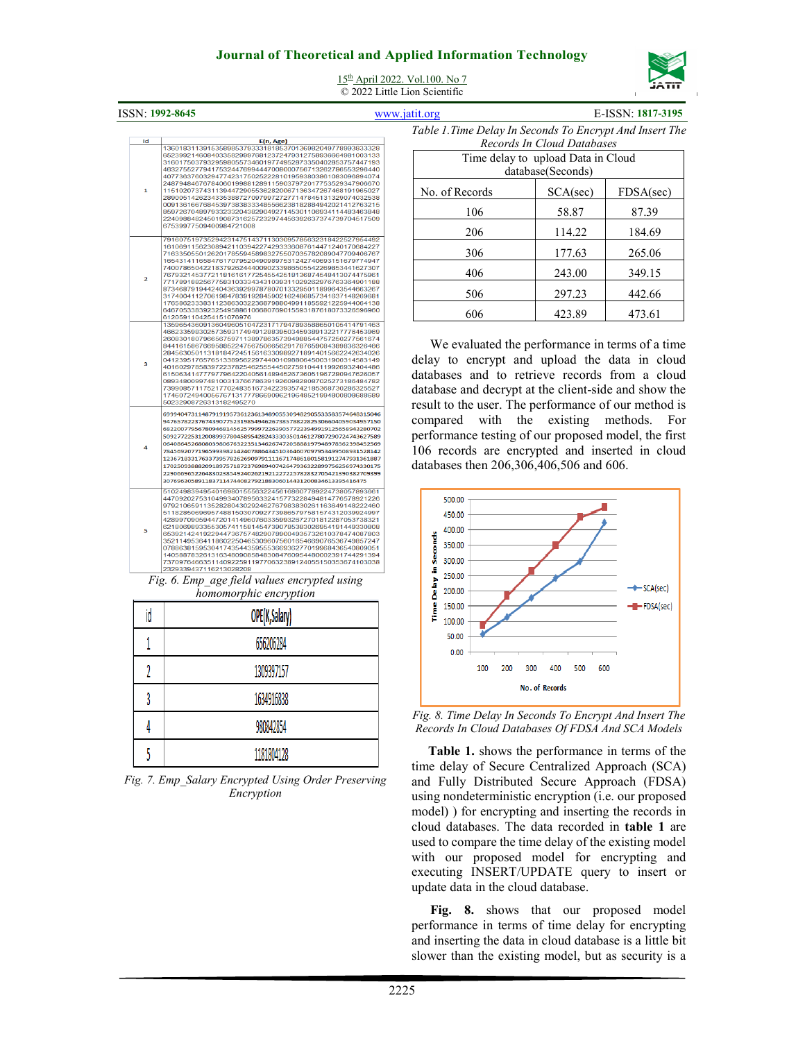| Id | E(n, Age) |
|---|---|
| 1 | 136018311391535898537933318185370136982049776993833328652399214608403358299976812372479312758936664981003133316017503793295980557346019774952873350402853757447193463275527794175324476994447006000756713262786553296440407738376032947742317502522291019593803861083096894074248794846787840601998812891159037972017753529347906870115102073743113944729055362820067136347267468191965027289005142623433538872709799727277147845131329074032538009136166768453973838333485566238182884942021412763215859728704897933233204382904927145301106934114483463848224098848245019087316257232974456392637374739704517509675399775094009847210008 |
| 2 | 791607519735294231476143711303095786632318422527964492161069115623089421103942274293336087614471240170684227716335055012620175559458983275507035782089047709406767165431411658476107952049098975312427406931516797749477400786504221837926244400902339865055422698534416273077679321453772118161617725455425181368745484130744759617717891882567758310333434310393110292629767633649011888734687919442404363929978780701332950118996435446632673174004112706198478391928459021624865734163714826968117658623338311238830322368798604991185592122594406413864670533839232549588610668076901559318761807332696996061205911042541510 78976 |
| 3 | 135965436091360496051047231717947893588650105414791463486233598302673593174949128839503469389132217778453969260830187966567597113897863573949885447572502775616748441615867669588522475675006562917876590843898363264662845630501131818472451561633098927189140156622426340260412395176576513389562297440010988064500319003145831494016029785839722378254625554450275810441199269324044866150634147779779642204058148945267360519672809476260570893480099748100313767863919260982809702527318648478273990857117521770248351673422393574218536873028632552717460724940056767131777866990621964852199480080868668950232908726313182495270 |
| 4 | 699940473114879191957361236134890553094829055335835746483150469476578223767439077523198549462673857882282530660405903495715068220077956780946814562579997226390577223499191256589432807025092772253120089937804589542824333030150146127807290724743627589064086452680803980676322351346267472058881979489783623984525697845692077196599398214240788643451036460797953499508931528142123671833176337395782626909791111671748618015819127479313618871702509388820918925718723769894074264793632289975625697433017522900669522648302385492402621912122722578283270542190382709399307696305891183711474408279218830601443120083461339541647 5 |
| 5 | 510249839495401698015556322456168607789224738057893661447092027531049934078956332415773228494814776578921226979210659113528280430292462767983830261163649148222460511828506969957488150307092773986579758157431203992499742899709059447201414960760335993267270181228705373832162180698933563057411581454739076538302695419144933080865392142419229447367574829079900493573261037847408780335211495364118602250465309607560165466907653674985724707886381595304174354435955366936277019968436540809051140588783261316348090858483084760954480002391744291394737097646635114092259119770632389124055150353674103038232933943711621302820 8 |

Fig. 6. Emp_age field values encrypted using homomorphic encryption

| id | OPE(K,Salary) |
|---|---|
| 1 | 656206284 |
| 2 | 1309397157 |
| 3 | 1634916838 |
| 4 | 980842854 |
| 5 | 1181804128 |

Fig. 7. Emp_Salary Encrypted Using Order Preserving Encryption

Table 1.Time Delay In Seconds To Encrypt And Insert The Records In Cloud Databases

| | Time delay to upload Data in Cloud database(Seconds) | |
|---|---|---|
| No. of Records | SCA(sec) | FDSA(sec) |
| 106 | 58.87 | 87.39 |
| 206 | 114.22 | 184.69 |
| 306 | 177.63 | 265.06 |
| 406 | 243.00 | 349.15 |
| 506 | 297.23 | 442.66 |
| 606 | 423.89 | 473.61 |

We evaluated the performance in terms of a time delay to encrypt and upload the data in cloud databases and to retrieve records from a cloud database and decrypt at the client-side and show the result to the user. The performance of our method is compared with the existing methods. For performance testing of our proposed model, the first 106 records are encrypted and inserted in cloud databases then 206,306,406,506 and 606.

Fig. 8. Time Delay In Seconds To Encrypt And Insert The Records In Cloud Databases Of FDSA And SCA Models

**Table 1.** shows the performance in terms of the time delay of Secure Centralized Approach (SCA) and Fully Distributed Secure Approach (FDSA) using nondeterministic encryption (i.e. our proposed model) ) for encrypting and inserting the records in cloud databases. The data recorded in **table 1** are used to compare the time delay of the existing model with our proposed model for encrypting and executing INSERT/UPDATE query to insert or update data in the cloud database.

**Fig. 8.** shows that our proposed model performance in terms of time delay for encrypting and inserting the data in cloud database is a little bit slower than the existing model, but as security is a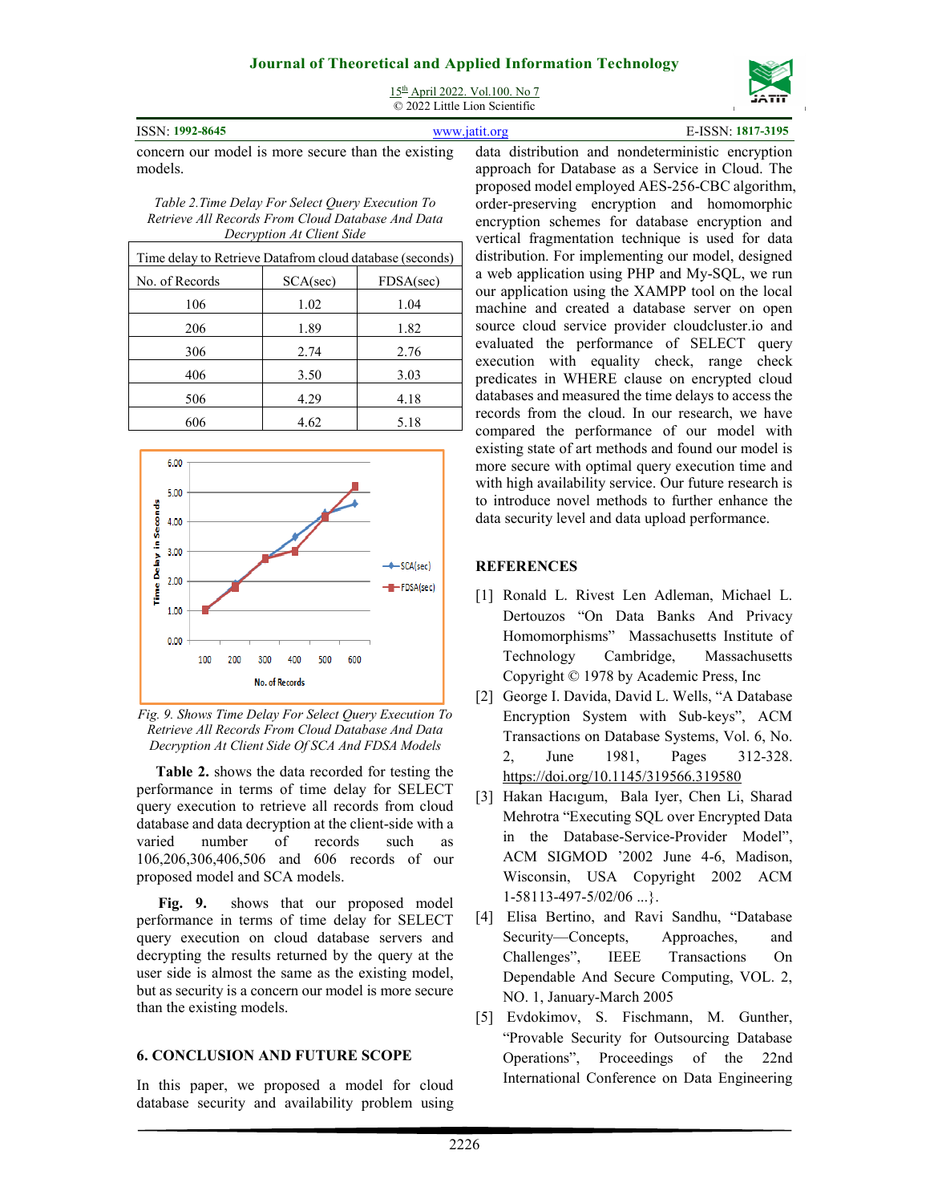concern our model is more secure than the existing models.

*Table 2.Time Delay For Select Query Execution To Retrieve All Records From Cloud Database And Data Decryption At Client Side*

| Time delay to Retrieve Datafrom cloud database (seconds) | | |
|---|---|---|
| No. of Records | SCA(sec) | FDSA(sec) |
| 106 | 1.02 | 1.04 |
| 206 | 1.89 | 1.82 |
| 306 | 2.74 | 2.76 |
| 406 | 3.50 | 3.03 |
| 506 | 4.29 | 4.18 |
| 606 | 4.62 | 5.18 |

*Fig. 9. Shows Time Delay For Select Query Execution To Retrieve All Records From Cloud Database And Data Decryption At Client Side Of SCA And FDSA Models*

**Table 2.** shows the data recorded for testing the performance in terms of time delay for SELECT query execution to retrieve all records from cloud database and data decryption at the client-side with a varied number of records such as 106,206,306,406,506 and 606 records of our proposed model and SCA models.

**Fig. 9.** shows that our proposed model performance in terms of time delay for SELECT query execution on cloud database servers and decrypting the results returned by the query at the user side is almost the same as the existing model, but as security is a concern our model is more secure than the existing models.

## 6. CONCLUSION AND FUTURE SCOPE

In this paper, we proposed a model for cloud database security and availability problem using data distribution and nondeterministic encryption approach for Database as a Service in Cloud. The proposed model employed AES-256-CBC algorithm, order-preserving encryption and homomorphic encryption schemes for database encryption and vertical fragmentation technique is used for data distribution. For implementing our model, designed a web application using PHP and My-SQL, we run our application using the XAMPP tool on the local machine and created a database server on open source cloud service provider cloudcluster.io and evaluated the performance of SELECT query execution with equality check, range check predicates in WHERE clause on encrypted cloud databases and measured the time delays to access the records from the cloud. In our research, we have compared the performance of our model with existing state of art methods and found our model is more secure with optimal query execution time and with high availability service. Our future research is to introduce novel methods to further enhance the data security level and data upload performance.

## REFERENCES

[1] Ronald L. Rivest Len Adleman, Michael L. Dertouzos "On Data Banks And Privacy Homomorphisms" Massachusetts Institute of Technology Cambridge, Massachusetts Copyright © 1978 by Academic Press, Inc

[2] George I. Davida, David L. Wells, "A Database Encryption System with Sub-keys", ACM Transactions on Database Systems, Vol. 6, No. 2, June 1981, Pages 312-328. https://doi.org/10.1145/319566.319580

[3] Hakan Hacıgum, Bala Iyer, Chen Li, Sharad Mehrotra "Executing SQL over Encrypted Data in the Database-Service-Provider Model", ACM SIGMOD '2002 June 4-6, Madison, Wisconsin, USA Copyright 2002 ACM 1-58113-497-5/02/06 ...}.

[4] Elisa Bertino, and Ravi Sandhu, "Database Security—Concepts, Approaches, and Challenges", IEEE Transactions On Dependable And Secure Computing, VOL. 2, NO. 1, January-March 2005

[5] Evdokimov, S. Fischmann, M. Gunther, "Provable Security for Outsourcing Database Operations", Proceedings of the 22nd International Conference on Data Engineering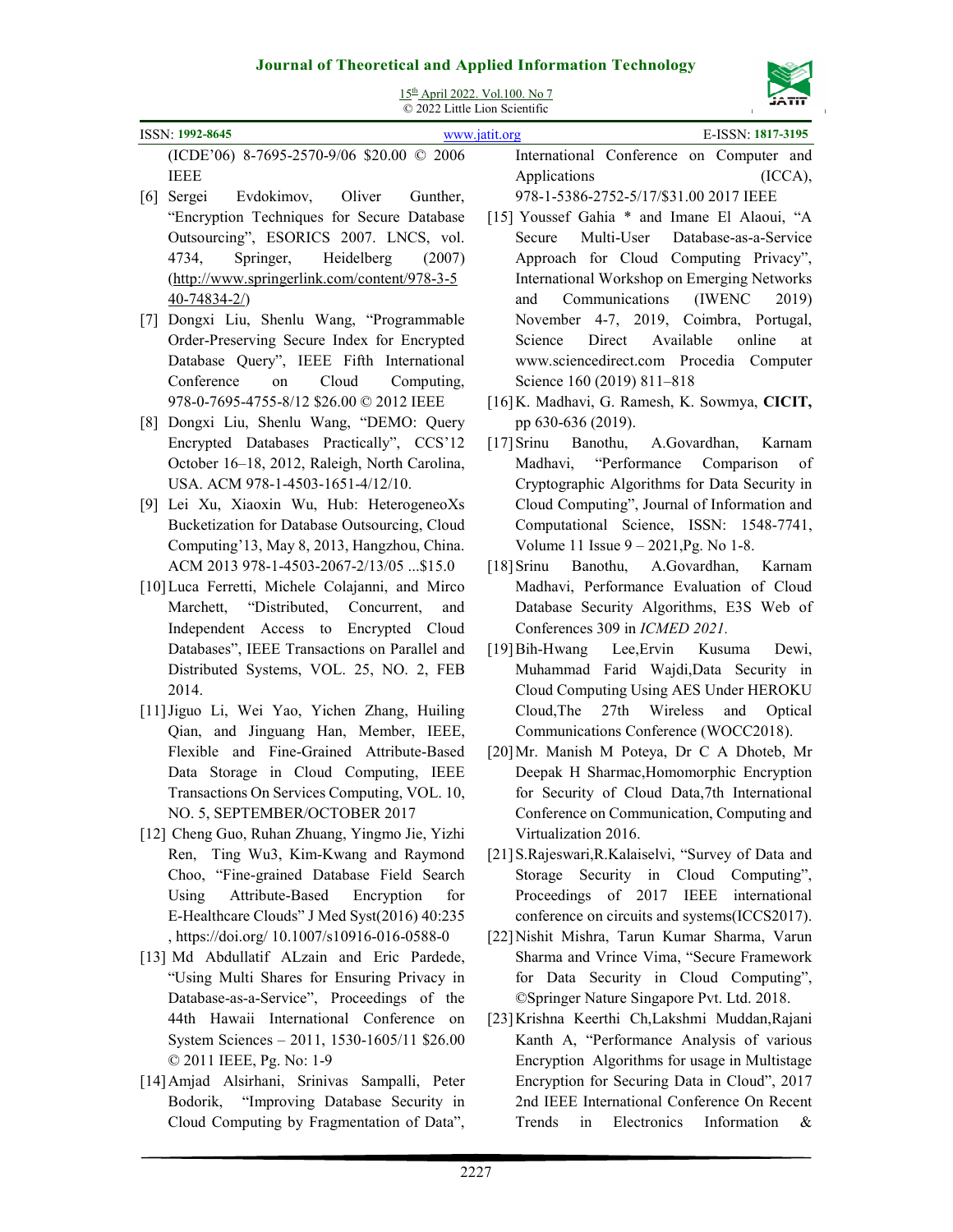(ICDE'06) 8-7695-2570-9/06 $20.00 © 2006 IEEE

[6] Sergei Evdokimov, Oliver Gunther, "Encryption Techniques for Secure Database Outsourcing", ESORICS 2007. LNCS, vol. 4734, Springer, Heidelberg (2007) (http://www.springerlink.com/content/978-3-540-74834-2/)

[7] Dongxi Liu, Shenlu Wang, "Programmable Order-Preserving Secure Index for Encrypted Database Query", IEEE Fifth International Conference on Cloud Computing, 978-0-7695-4755-8/12 $26.00 © 2012 IEEE

[8] Dongxi Liu, Shenlu Wang, "DEMO: Query Encrypted Databases Practically", CCS'12 October 16–18, 2012, Raleigh, North Carolina, USA. ACM 978-1-4503-1651-4/12/10.

[9] Lei Xu, Xiaoxin Wu, Hub: HeterogeneoXs Bucketization for Database Outsourcing, Cloud Computing'13, May 8, 2013, Hangzhou, China. ACM 2013 978-1-4503-2067-2/13/05 ...$15.0

[10] Luca Ferretti, Michele Colajanni, and Mirco Marchett, "Distributed, Concurrent, and Independent Access to Encrypted Cloud Databases", IEEE Transactions on Parallel and Distributed Systems, VOL. 25, NO. 2, FEB 2014.

[11] Jiguo Li, Wei Yao, Yichen Zhang, Huiling Qian, and Jinguang Han, Member, IEEE, Flexible and Fine-Grained Attribute-Based Data Storage in Cloud Computing, IEEE Transactions On Services Computing, VOL. 10, NO. 5, SEPTEMBER/OCTOBER 2017

[12] Cheng Guo, Ruhan Zhuang, Yingmo Jie, Yizhi Ren, Ting Wu3, Kim-Kwang and Raymond Choo, "Fine-grained Database Field Search Using Attribute-Based Encryption for E-Healthcare Clouds" J Med Syst(2016) 40:235 , https://doi.org/ 10.1007/s10916-016-0588-0

[13] Md Abdullatif ALzain and Eric Pardede, "Using Multi Shares for Ensuring Privacy in Database-as-a-Service", Proceedings of the 44th Hawaii International Conference on System Sciences – 2011, 1530-1605/11 $26.00 © 2011 IEEE, Pg. No: 1-9

[14] Amjad Alsirhani, Srinivas Sampalli, Peter Bodorik, "Improving Database Security in Cloud Computing by Fragmentation of Data", International Conference on Computer and Applications (ICCA), 978-1-5386-2752-5/17/$31.00 2017 IEEE

[15] Youssef Gahia * and Imane El Alaoui, "A Secure Multi-User Database-as-a-Service Approach for Cloud Computing Privacy", International Workshop on Emerging Networks and Communications (IWENC 2019) November 4-7, 2019, Coimbra, Portugal, Science Direct Available online at www.sciencedirect.com Procedia Computer Science 160 (2019) 811–818

[16] K. Madhavi, G. Ramesh, K. Sowmya, **CICIT,** pp 630-636 (2019).

[17] Srinu Banothu, A.Govardhan, Karnam Madhavi, "Performance Comparison of Cryptographic Algorithms for Data Security in Cloud Computing", Journal of Information and Computational Science, ISSN: 1548-7741, Volume 11 Issue 9 – 2021,Pg. No 1-8.

[18] Srinu Banothu, A.Govardhan, Karnam Madhavi, Performance Evaluation of Cloud Database Security Algorithms, E3S Web of Conferences 309 in *ICMED 2021.*

[19] Bih-Hwang Lee,Ervin Kusuma Dewi, Muhammad Farid Wajdi,Data Security in Cloud Computing Using AES Under HEROKU Cloud,The 27th Wireless and Optical Communications Conference (WOCC2018).

[20] Mr. Manish M Poteya, Dr C A Dhoteb, Mr Deepak H Sharmac,Homomorphic Encryption for Security of Cloud Data,7th International Conference on Communication, Computing and Virtualization 2016.

[21] S.Rajeswari,R.Kalaiselvi, "Survey of Data and Storage Security in Cloud Computing", Proceedings of 2017 IEEE international conference on circuits and systems(ICCS2017).

[22] Nishit Mishra, Tarun Kumar Sharma, Varun Sharma and Vrince Vima, "Secure Framework for Data Security in Cloud Computing", ©Springer Nature Singapore Pvt. Ltd. 2018.

[23] Krishna Keerthi Ch,Lakshmi Muddan,Rajani Kanth A, "Performance Analysis of various Encryption Algorithms for usage in Multistage Encryption for Securing Data in Cloud", 2017 2nd IEEE International Conference On Recent Trends in Electronics Information &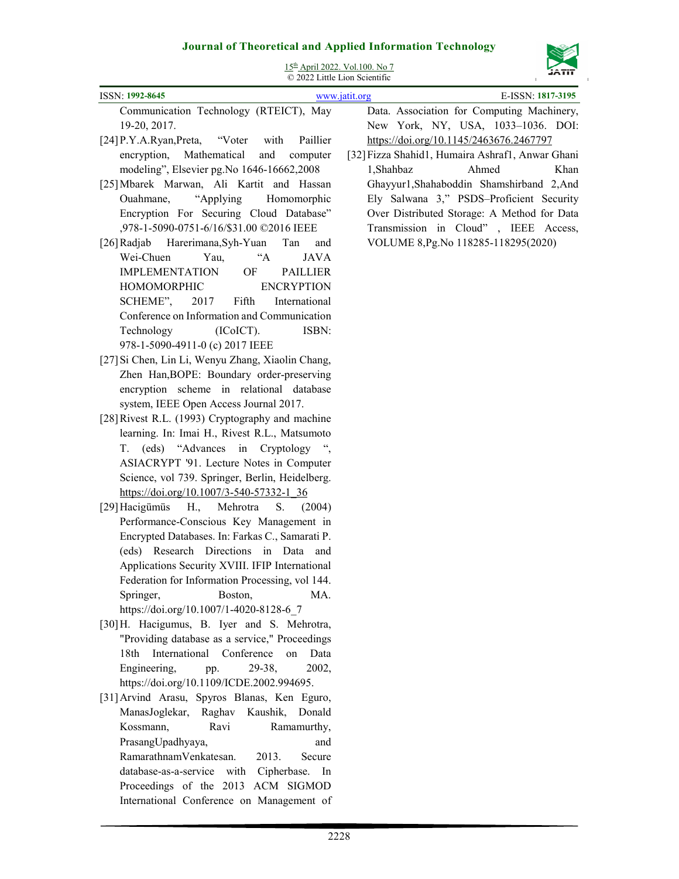Communication Technology (RTEICT), May 19-20, 2017.

[24] P.Y.A.Ryan,Preta, "Voter with Paillier encryption, Mathematical and computer modeling", Elsevier pg.No 1646-16662,2008

[25] Mbarek Marwan, Ali Kartit and Hassan Ouahmane, "Applying Homomorphic Encryption For Securing Cloud Database" ,978-1-5090-0751-6/16/$31.00 ©2016 IEEE

[26] Radjab Harerimana,Syh-Yuan Tan and Wei-Chuen Yau, "A JAVA IMPLEMENTATION OF PAILLIER HOMOMORPHIC ENCRYPTION SCHEME", 2017 Fifth International Conference on Information and Communication Technology (ICoICT). ISBN: 978-1-5090-4911-0 (c) 2017 IEEE

[27] Si Chen, Lin Li, Wenyu Zhang, Xiaolin Chang, Zhen Han,BOPE: Boundary order-preserving encryption scheme in relational database system, IEEE Open Access Journal 2017.

[28] Rivest R.L. (1993) Cryptography and machine learning. In: Imai H., Rivest R.L., Matsumoto T. (eds) "Advances in Cryptology ", ASIACRYPT '91. Lecture Notes in Computer Science, vol 739. Springer, Berlin, Heidelberg. https://doi.org/10.1007/3-540-57332-1_36

[29] Hacigümüs H., Mehrotra S. (2004) Performance-Conscious Key Management in Encrypted Databases. In: Farkas C., Samarati P. (eds) Research Directions in Data and Applications Security XVIII. IFIP International Federation for Information Processing, vol 144. Springer, Boston, MA. https://doi.org/10.1007/1-4020-8128-6_7

[30] H. Hacigumus, B. Iyer and S. Mehrotra, "Providing database as a service," Proceedings 18th International Conference on Data Engineering, pp. 29-38, 2002, https://doi.org/10.1109/ICDE.2002.994695.

[31] Arvind Arasu, Spyros Blanas, Ken Eguro, ManasJoglekar, Raghav Kaushik, Donald Kossmann, Ravi Ramamurthy, PrasangUpadhyaya, and RamarathnamVenkatesan. 2013. Secure database-as-a-service with Cipherbase. In Proceedings of the 2013 ACM SIGMOD International Conference on Management of Data. Association for Computing Machinery, New York, NY, USA, 1033–1036. DOI: https://doi.org/10.1145/2463676.2467797

[32] Fizza Shahid1, Humaira Ashraf1, Anwar Ghani 1,Shahbaz Ahmed Khan Ghayyur1,Shahaboddin Shamshirband 2,And Ely Salwana 3," PSDS–Proficient Security Over Distributed Storage: A Method for Data Transmission in Cloud" , IEEE Access, VOLUME 8,Pg.No 118285-118295(2020)